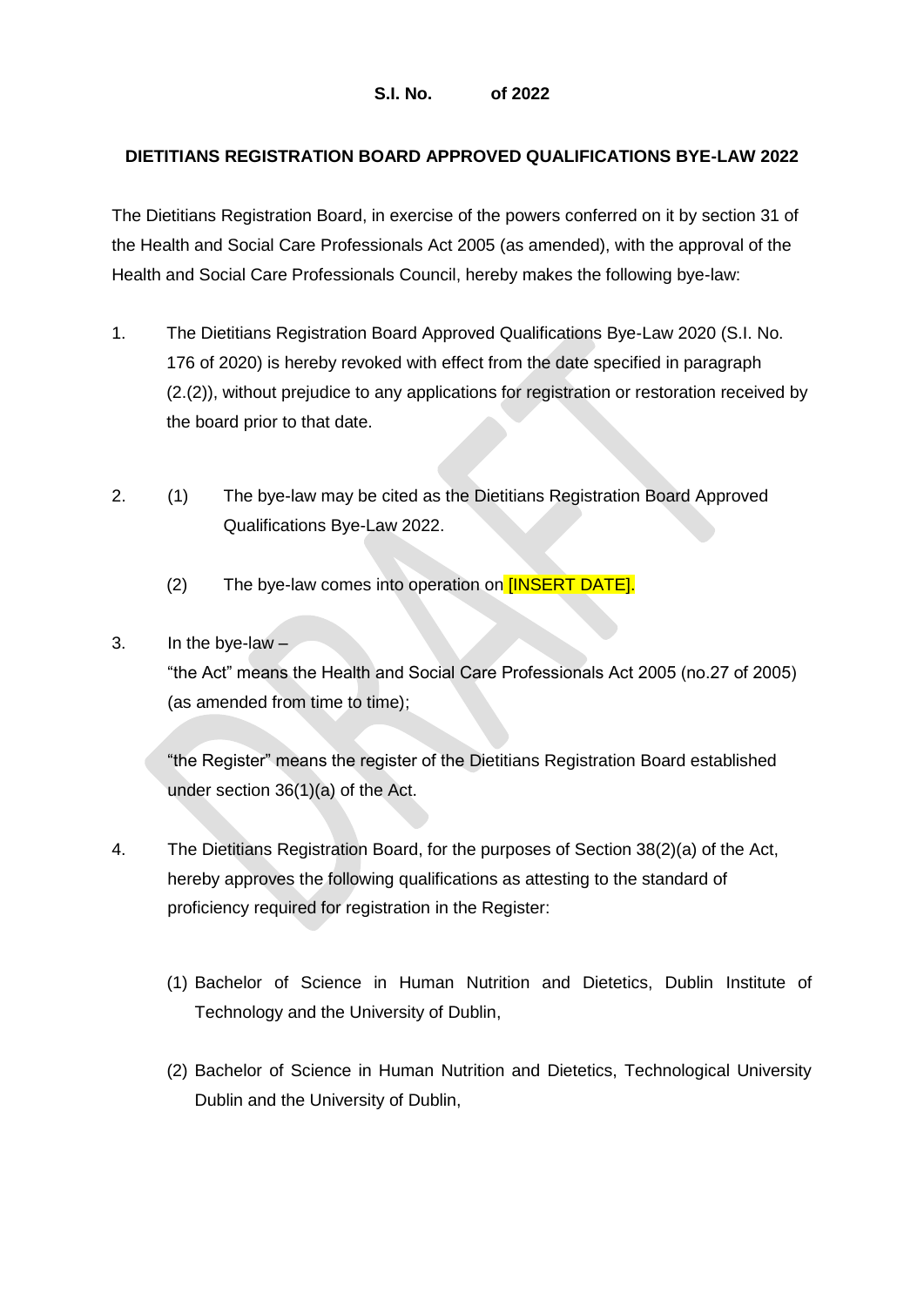**S.I. No. of 2022**

**DIETITIANS REGISTRATION BOARD APPROVED QUALIFICATIONS BYE-LAW 2022**

The Dietitians Registration Board, in exercise of the powers conferred on it by section 31 of the Health and Social Care Professionals Act 2005 (as amended), with the approval of the Health and Social Care Professionals Council, hereby makes the following bye-law:

1. The Dietitians Registration Board Approved Qualifications Bye-Law 2020 (S.I. No. 176 of 2020) is hereby revoked with effect from the date specified in paragraph (2.(2)), without prejudice to any applications for registration or restoration received by the board prior to that date.

2. (1) The bye-law may be cited as the Dietitians Registration Board Approved Qualifications Bye-Law 2022.

   (2) The bye-law comes into operation on [INSERT DATE].

3. In the bye-law –

   "the Act" means the Health and Social Care Professionals Act 2005 (no.27 of 2005) (as amended from time to time);

   "the Register" means the register of the Dietitians Registration Board established under section 36(1)(a) of the Act.

4. The Dietitians Registration Board, for the purposes of Section 38(2)(a) of the Act, hereby approves the following qualifications as attesting to the standard of proficiency required for registration in the Register:

   (1) Bachelor of Science in Human Nutrition and Dietetics, Dublin Institute of Technology and the University of Dublin,

   (2) Bachelor of Science in Human Nutrition and Dietetics, Technological University Dublin and the University of Dublin,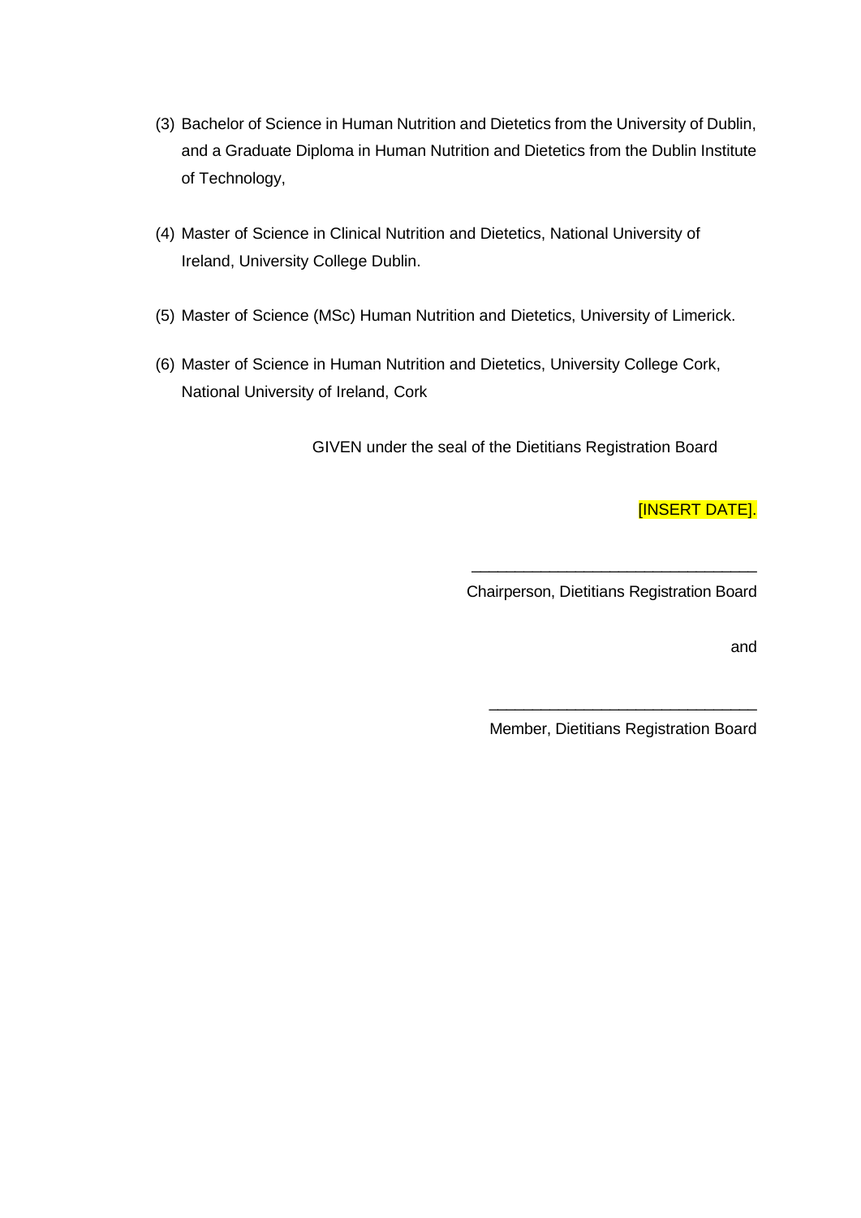(3) Bachelor of Science in Human Nutrition and Dietetics from the University of Dublin, and a Graduate Diploma in Human Nutrition and Dietetics from the Dublin Institute of Technology,

(4) Master of Science in Clinical Nutrition and Dietetics, National University of Ireland, University College Dublin.

(5) Master of Science (MSc) Human Nutrition and Dietetics, University of Limerick.

(6) Master of Science in Human Nutrition and Dietetics, University College Cork, National University of Ireland, Cork

GIVEN under the seal of the Dietitians Registration Board

[INSERT DATE].

\_\_\_\_\_\_\_\_\_\_\_\_\_\_\_\_\_\_\_\_\_\_\_\_\_\_\_\_\_\_\_\_

Chairperson, Dietitians Registration Board

and

\_\_\_\_\_\_\_\_\_\_\_\_\_\_\_\_\_\_\_\_\_\_\_\_\_\_\_\_\_\_

Member, Dietitians Registration Board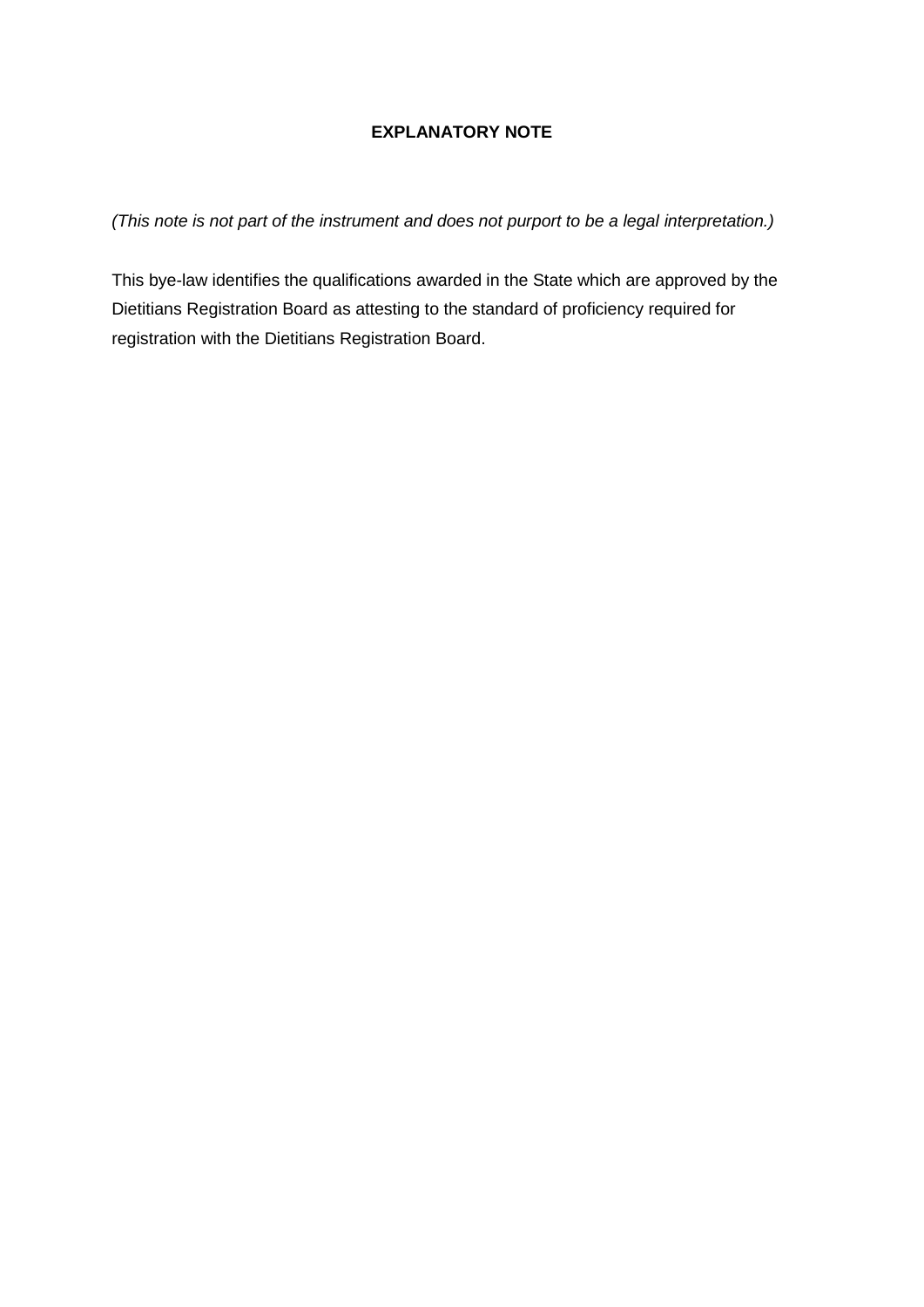**EXPLANATORY NOTE**

*(This note is not part of the instrument and does not purport to be a legal interpretation.)*

This bye-law identifies the qualifications awarded in the State which are approved by the Dietitians Registration Board as attesting to the standard of proficiency required for registration with the Dietitians Registration Board.